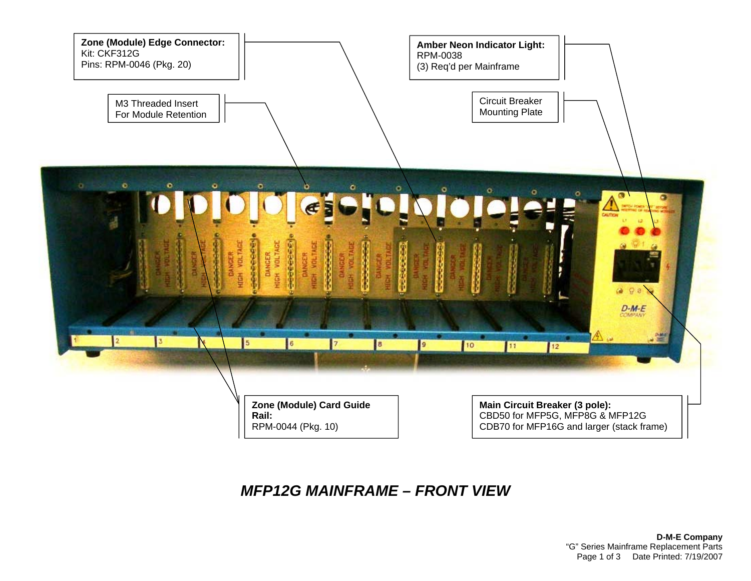**Zone (Module) Edge Connector:**
Kit: CKF312G
Pins: RPM-0046 (Pkg. 20)

M3 Threaded Insert
For Module Retention

**Amber Neon Indicator Light:**
RPM-0038
(3) Req'd per Mainframe

Circuit Breaker
Mounting Plate

**Zone (Module) Card Guide Rail:**
RPM-0044 (Pkg. 10)

**Main Circuit Breaker (3 pole):**
CBD50 for MFP5G, MFP8G & MFP12G
CDB70 for MFP16G and larger (stack frame)

## *MFP12G MAINFRAME – FRONT VIEW*

**D-M-E Company**
"G" Series Mainframe Replacement Parts
Date Printed: 7/19/2007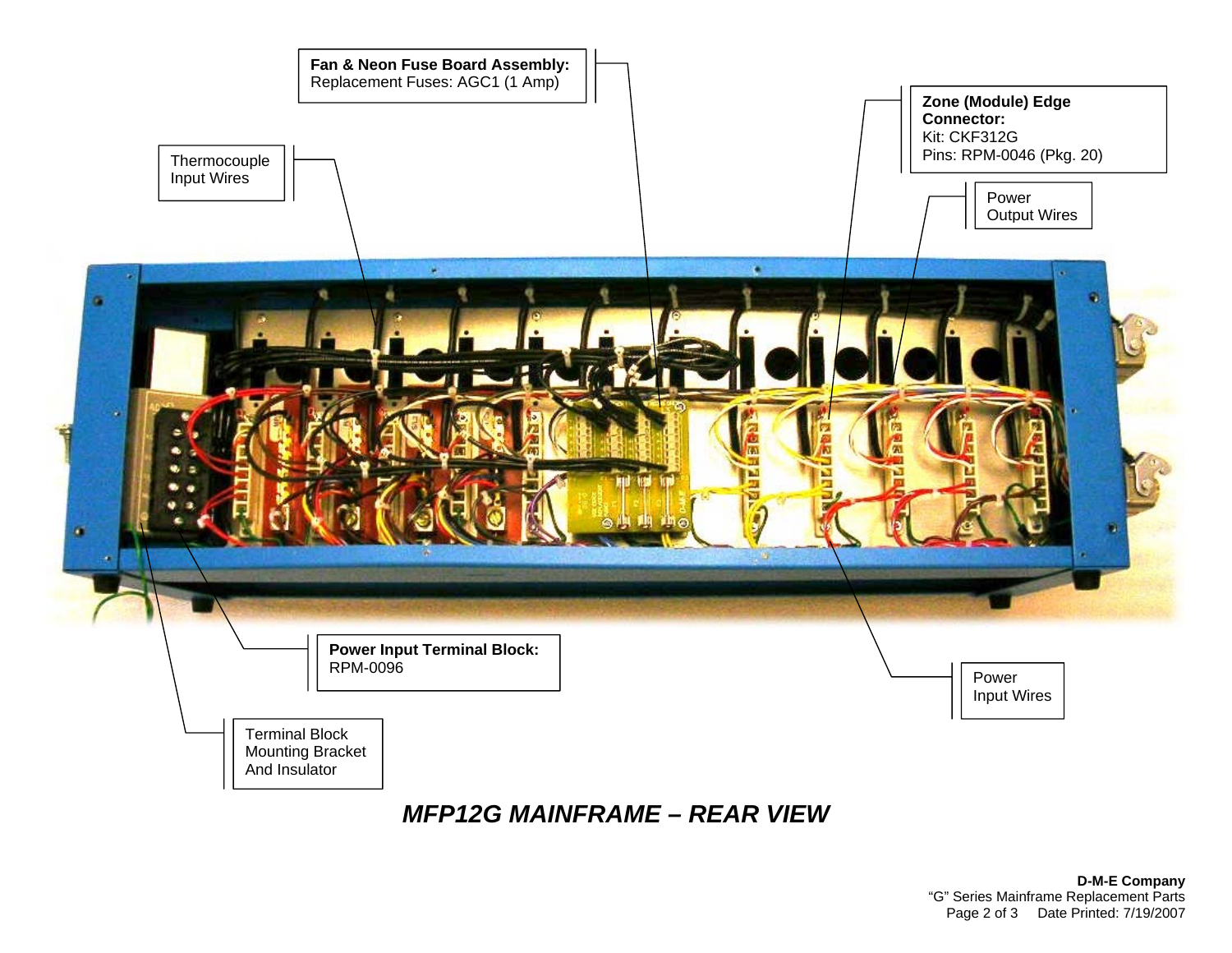**Fan & Neon Fuse Board Assembly:**
Replacement Fuses: AGC1 (1 Amp)

Thermocouple Input Wires

**Zone (Module) Edge Connector:**
Kit: CKF312G
Pins: RPM-0046 (Pkg. 20)

Power Output Wires

**Power Input Terminal Block:**
RPM-0096

Power Input Wires

Terminal Block Mounting Bracket And Insulator

***MFP12G MAINFRAME – REAR VIEW***

**D-M-E Company**
"G" Series Mainframe Replacement Parts
Date Printed: 7/19/2007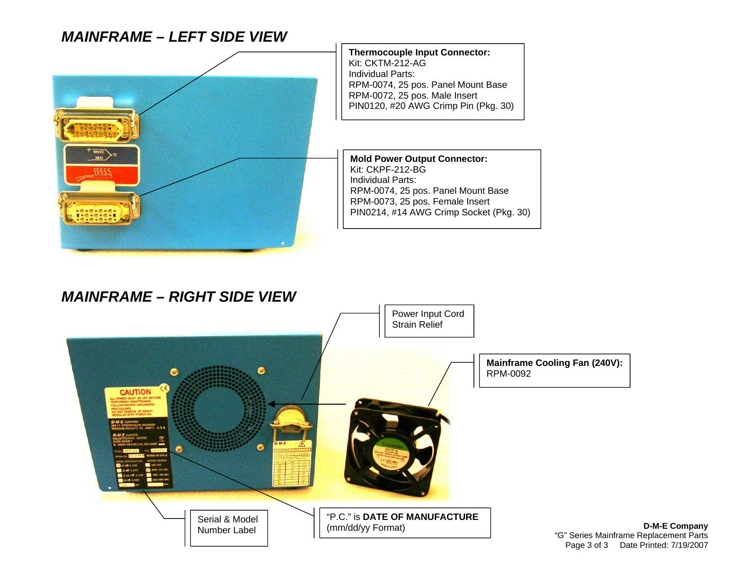## *MAINFRAME – LEFT SIDE VIEW*

**Thermocouple Input Connector:**
Kit: CKTM-212-AG
Individual Parts:
RPM-0074, 25 pos. Panel Mount Base
RPM-0072, 25 pos. Male Insert
PIN0120, #20 AWG Crimp Pin (Pkg. 30)

**Mold Power Output Connector:**
Kit: CKPF-212-BG
Individual Parts:
RPM-0074, 25 pos. Panel Mount Base
RPM-0073, 25 pos. Female Insert
PIN0214, #14 AWG Crimp Socket (Pkg. 30)

## *MAINFRAME – RIGHT SIDE VIEW*

Power Input Cord Strain Relief

**Mainframe Cooling Fan (240V):**
RPM-0092

Serial & Model Number Label

"P.C." is **DATE OF MANUFACTURE** (mm/dd/yy Format)

**D-M-E Company**
"G" Series Mainframe Replacement Parts
Date Printed: 7/19/2007